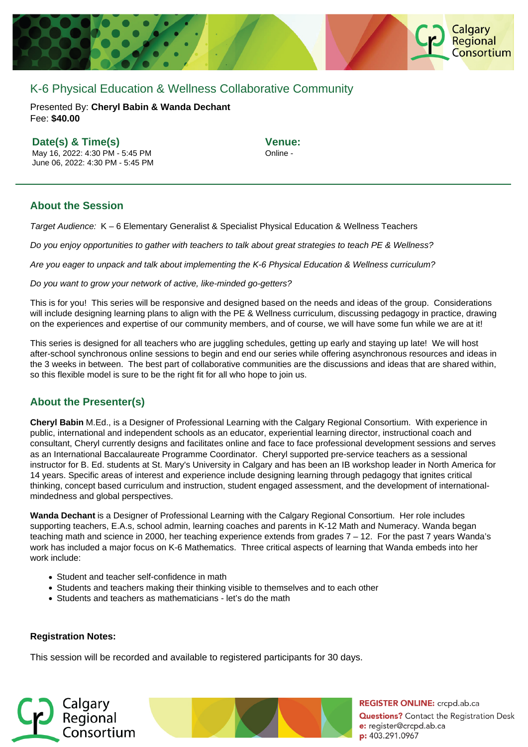# K-6 Physical Education & Wellness Collaborative Community

Presented By: **Cheryl Babin & Wanda Dechant**
Fee: **$40.00**

### Date(s) & Time(s)

May 16, 2022: 4:30 PM - 5:45 PM
June 06, 2022: 4:30 PM - 5:45 PM

### Venue:

Online -

## About the Session

*Target Audience:* K – 6 Elementary Generalist & Specialist Physical Education & Wellness Teachers

*Do you enjoy opportunities to gather with teachers to talk about great strategies to teach PE & Wellness?*

*Are you eager to unpack and talk about implementing the K-6 Physical Education & Wellness curriculum?*

*Do you want to grow your network of active, like-minded go-getters?*

This is for you! This series will be responsive and designed based on the needs and ideas of the group. Considerations will include designing learning plans to align with the PE & Wellness curriculum, discussing pedagogy in practice, drawing on the experiences and expertise of our community members, and of course, we will have some fun while we are at it!

This series is designed for all teachers who are juggling schedules, getting up early and staying up late! We will host after-school synchronous online sessions to begin and end our series while offering asynchronous resources and ideas in the 3 weeks in between. The best part of collaborative communities are the discussions and ideas that are shared within, so this flexible model is sure to be the right fit for all who hope to join us.

## About the Presenter(s)

**Cheryl Babin** M.Ed., is a Designer of Professional Learning with the Calgary Regional Consortium. With experience in public, international and independent schools as an educator, experiential learning director, instructional coach and consultant, Cheryl currently designs and facilitates online and face to face professional development sessions and serves as an International Baccalaureate Programme Coordinator. Cheryl supported pre-service teachers as a sessional instructor for B. Ed. students at St. Mary's University in Calgary and has been an IB workshop leader in North America for 14 years. Specific areas of interest and experience include designing learning through pedagogy that ignites critical thinking, concept based curriculum and instruction, student engaged assessment, and the development of international-mindedness and global perspectives.

**Wanda Dechant** is a Designer of Professional Learning with the Calgary Regional Consortium. Her role includes supporting teachers, E.A.s, school admin, learning coaches and parents in K-12 Math and Numeracy. Wanda began teaching math and science in 2000, her teaching experience extends from grades 7 – 12. For the past 7 years Wanda's work has included a major focus on K-6 Mathematics. Three critical aspects of learning that Wanda embeds into her work include:

- Student and teacher self-confidence in math
- Students and teachers making their thinking visible to themselves and to each other
- Students and teachers as mathematicians - let's do the math

**Registration Notes:**

This session will be recorded and available to registered participants for 30 days.

**REGISTER ONLINE:** crcpd.ab.ca
**Questions?** Contact the Registration Desk
**e:** register@crcpd.ab.ca
**p:** 403.291.0967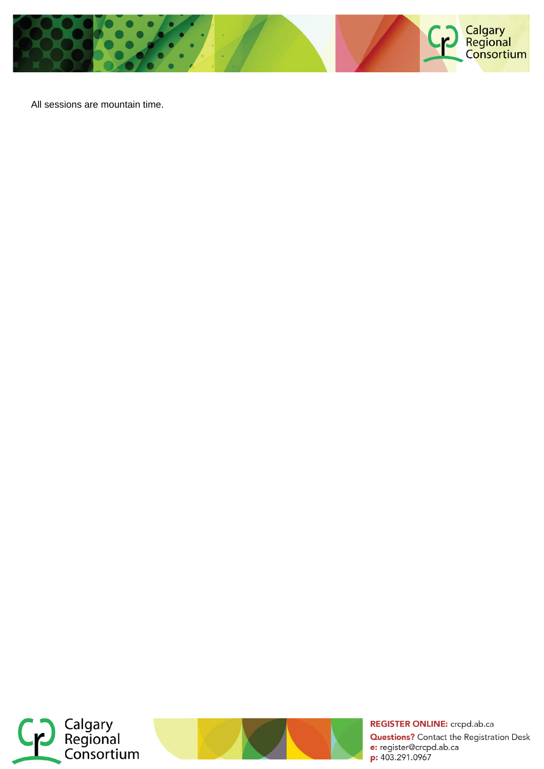All sessions are mountain time.

**REGISTER ONLINE:** crcpd.ab.ca
**Questions?** Contact the Registration Desk
**e:** register@crcpd.ab.ca
**p:** 403.291.0967